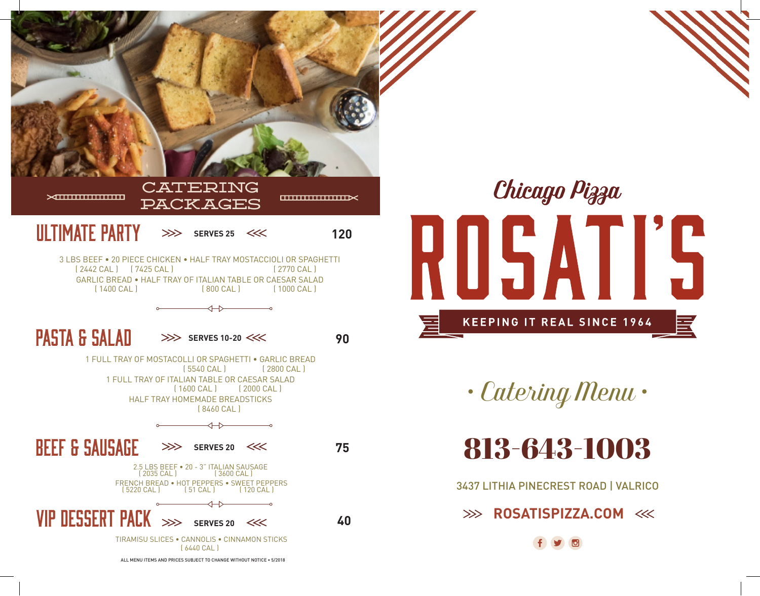# CATERING PACKAGES

## ULTIMATE PARTY >>> SERVES 25 <<< 120

3 LBS BEEF (2442 CAL) • 20 PIECE CHICKEN (7425 CAL) • HALF TRAY MOSTACCIOLI OR SPAGHETTI (2770 CAL)

GARLIC BREAD (1400 CAL) • HALF TRAY OF ITALIAN TABLE (800 CAL) OR CAESAR SALAD (1000 CAL)

## PASTA & SALAD >>> SERVES 10-20 <<< 90

1 FULL TRAY OF MOSTACOLLI OR SPAGHETTI (5540 CAL) • GARLIC BREAD (2800 CAL)

1 FULL TRAY OF ITALIAN TABLE (1600 CAL) OR CAESAR SALAD (2000 CAL)

HALF TRAY HOMEMADE BREADSTICKS (8460 CAL)

## BEEF & SAUSAGE >>> SERVES 20 <<< 75

2.5 LBS BEEF (2035 CAL) • 20 - 3" ITALIAN SAUSAGE (3600 CAL)

FRENCH BREAD (5220 CAL) • HOT PEPPERS (51 CAL) • SWEET PEPPERS (120 CAL)

## VIP DESSERT PACK >>> SERVES 20 <<< 40

TIRAMISU SLICES • CANNOLIS • CINNAMON STICKS (6440 CAL)

ALL MENU ITEMS AND PRICES SUBJECT TO CHANGE WITHOUT NOTICE • 5/2018

*Chicago Pizza*

# ROSATI'S

**KEEPING IT REAL SINCE 1964**

*• Catering Menu •*

## 813-643-1003

3437 LITHIA PINECREST ROAD | VALRICO

>>> **ROSATISPIZZA.COM** <<<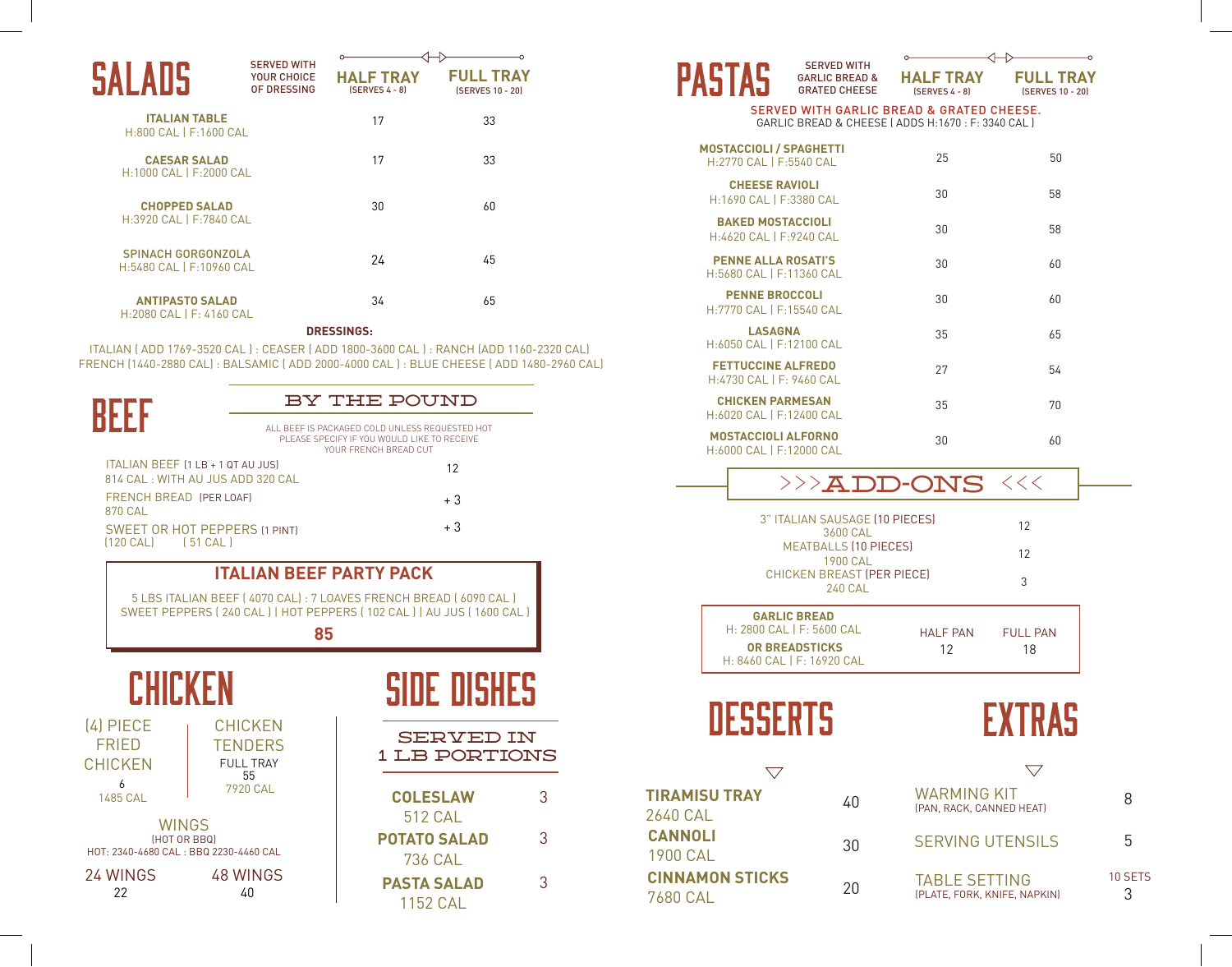# SALADS

SERVED WITH YOUR CHOICE OF DRESSING

| | HALF TRAY (SERVES 4 - 8) | FULL TRAY (SERVES 10 - 20) |
|---|---|---|
| **ITALIAN TABLE** H:800 CAL \| F:1600 CAL | 17 | 33 |
| **CAESAR SALAD** H:1000 CAL \| F:2000 CAL | 17 | 33 |
| **CHOPPED SALAD** H:3920 CAL \| F:7840 CAL | 30 | 60 |
| **SPINACH GORGONZOLA** H:5480 CAL \| F:10960 CAL | 24 | 45 |
| **ANTIPASTO SALAD** H:2080 CAL \| F: 4160 CAL | 34 | 65 |

**DRESSINGS:**

ITALIAN ( ADD 1769-3520 CAL ) : CEASER ( ADD 1800-3600 CAL ) : RANCH (ADD 1160-2320 CAL) FRENCH (1440-2880 CAL) : BALSAMIC ( ADD 2000-4000 CAL ) : BLUE CHEESE ( ADD 1480-2960 CAL)

# BEEF

## BY THE POUND

ALL BEEF IS PACKAGED COLD UNLESS REQUESTED HOT
PLEASE SPECIFY IF YOU WOULD LIKE TO RECEIVE YOUR FRENCH BREAD CUT

| | |
|---|---|
| ITALIAN BEEF (1 LB + 1 QT AU JUS) 814 CAL : WITH AU JUS ADD 320 CAL | 12 |
| FRENCH BREAD (PER LOAF) 870 CAL | + 3 |
| SWEET OR HOT PEPPERS (1 PINT) (120 CAL) ( 51 CAL ) | + 3 |

### ITALIAN BEEF PARTY PACK

5 LBS ITALIAN BEEF ( 4070 CAL) : 7 LOAVES FRENCH BREAD ( 6090 CAL ) SWEET PEPPERS ( 240 CAL ) | HOT PEPPERS ( 102 CAL ) | AU JUS ( 1600 CAL )

**85**

# CHICKEN

(4) PIECE FRIED CHICKEN
6
1485 CAL

CHICKEN TENDERS
FULL TRAY
55
7920 CAL

WINGS
(HOT OR BBQ)
HOT: 2340-4680 CAL : BBQ 2230-4460 CAL

| 24 WINGS | 48 WINGS |
|---|---|
| 22 | 40 |

# SIDE DISHES

## SERVED IN 1 LB PORTIONS

| | |
|---|---|
| **COLESLAW** 512 CAL | 3 |
| **POTATO SALAD** 736 CAL | 3 |
| **PASTA SALAD** 1152 CAL | 3 |

# PASTAS

SERVED WITH GARLIC BREAD & GRATED CHEESE

SERVED WITH GARLIC BREAD & GRATED CHEESE.
GARLIC BREAD & CHEESE ( ADDS H:1670 : F: 3340 CAL )

| | HALF TRAY (SERVES 4 - 8) | FULL TRAY (SERVES 10 - 20) |
|---|---|---|
| **MOSTACCIOLI / SPAGHETTI** H:2770 CAL \| F:5540 CAL | 25 | 50 |
| **CHEESE RAVIOLI** H:1690 CAL \| F:3380 CAL | 30 | 58 |
| **BAKED MOSTACCIOLI** H:4620 CAL \| F:9240 CAL | 30 | 58 |
| **PENNE ALLA ROSATI'S** H:5680 CAL \| F:11360 CAL | 30 | 60 |
| **PENNE BROCCOLI** H:7770 CAL \| F:15540 CAL | 30 | 60 |
| **LASAGNA** H:6050 CAL \| F:12100 CAL | 35 | 65 |
| **FETTUCCINE ALFREDO** H:4730 CAL \| F: 9460 CAL | 27 | 54 |
| **CHICKEN PARMESAN** H:6020 CAL \| F:12400 CAL | 35 | 70 |
| **MOSTACCIOLI ALFORNO** H:6000 CAL \| F:12000 CAL | 30 | 60 |

## >>>ADD-ONS <<<

| | |
|---|---|
| 3" ITALIAN SAUSAGE (10 PIECES) 3600 CAL | 12 |
| MEATBALLS (10 PIECES) 1900 CAL | 12 |
| CHICKEN BREAST (PER PIECE) 240 CAL | 3 |

| | HALF PAN | FULL PAN |
|---|---|---|
| **GARLIC BREAD** H: 2800 CAL \| F: 5600 CAL **OR BREADSTICKS** H: 8460 CAL \| F: 16920 CAL | 12 | 18 |

# DESSERTS

| | |
|---|---|
| **TIRAMISU TRAY** 2640 CAL | 40 |
| **CANNOLI** 1900 CAL | 30 |
| **CINNAMON STICKS** 7680 CAL | 20 |

# EXTRAS

| | |
|---|---|
| WARMING KIT (PAN, RACK, CANNED HEAT) | 8 |
| SERVING UTENSILS | 5 |
| TABLE SETTING (PLATE, FORK, KNIFE, NAPKIN) | 10 SETS 3 |